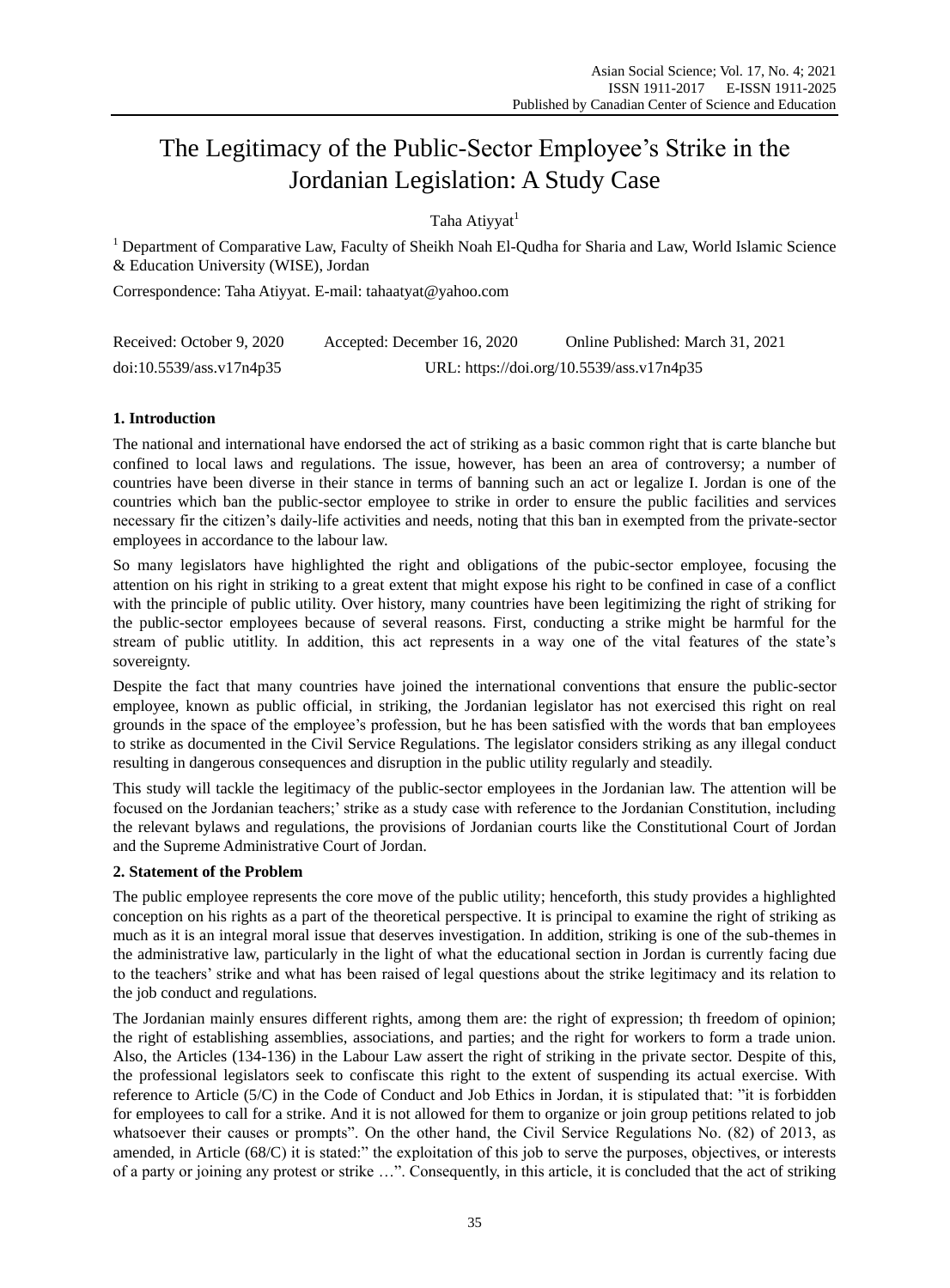# The Legitimacy of the Public-Sector Employee's Strike in the Jordanian Legislation: A Study Case

Taha Atiyyat[1]

[1] Department of Comparative Law, Faculty of Sheikh Noah El-Qudha for Sharia and Law, World Islamic Science & Education University (WISE), Jordan

Correspondence: Taha Atiyyat. E-mail: tahaatyat@yahoo.com

Received: October 9, 2020 Accepted: December 16, 2020 Online Published: March 31, 2021

doi:10.5539/ass.v17n4p35 URL: https://doi.org/10.5539/ass.v17n4p35

## 1. Introduction

The national and international have endorsed the act of striking as a basic common right that is carte blanche but confined to local laws and regulations. The issue, however, has been an area of controversy; a number of countries have been diverse in their stance in terms of banning such an act or legalize I. Jordan is one of the countries which ban the public-sector employee to strike in order to ensure the public facilities and services necessary fir the citizen's daily-life activities and needs, noting that this ban in exempted from the private-sector employees in accordance to the labour law.

So many legislators have highlighted the right and obligations of the pubic-sector employee, focusing the attention on his right in striking to a great extent that might expose his right to be confined in case of a conflict with the principle of public utility. Over history, many countries have been legitimizing the right of striking for the public-sector employees because of several reasons. First, conducting a strike might be harmful for the stream of public utitlity. In addition, this act represents in a way one of the vital features of the state's sovereignty.

Despite the fact that many countries have joined the international conventions that ensure the public-sector employee, known as public official, in striking, the Jordanian legislator has not exercised this right on real grounds in the space of the employee's profession, but he has been satisfied with the words that ban employees to strike as documented in the Civil Service Regulations. The legislator considers striking as any illegal conduct resulting in dangerous consequences and disruption in the public utility regularly and steadily.

This study will tackle the legitimacy of the public-sector employees in the Jordanian law. The attention will be focused on the Jordanian teachers;' strike as a study case with reference to the Jordanian Constitution, including the relevant bylaws and regulations, the provisions of Jordanian courts like the Constitutional Court of Jordan and the Supreme Administrative Court of Jordan.

## 2. Statement of the Problem

The public employee represents the core move of the public utility; henceforth, this study provides a highlighted conception on his rights as a part of the theoretical perspective. It is principal to examine the right of striking as much as it is an integral moral issue that deserves investigation. In addition, striking is one of the sub-themes in the administrative law, particularly in the light of what the educational section in Jordan is currently facing due to the teachers' strike and what has been raised of legal questions about the strike legitimacy and its relation to the job conduct and regulations.

The Jordanian mainly ensures different rights, among them are: the right of expression; th freedom of opinion; the right of establishing assemblies, associations, and parties; and the right for workers to form a trade union. Also, the Articles (134-136) in the Labour Law assert the right of striking in the private sector. Despite of this, the professional legislators seek to confiscate this right to the extent of suspending its actual exercise. With reference to Article (5/C) in the Code of Conduct and Job Ethics in Jordan, it is stipulated that: "it is forbidden for employees to call for a strike. And it is not allowed for them to organize or join group petitions related to job whatsoever their causes or prompts". On the other hand, the Civil Service Regulations No. (82) of 2013, as amended, in Article (68/C) it is stated:" the exploitation of this job to serve the purposes, objectives, or interests of a party or joining any protest or strike …". Consequently, in this article, it is concluded that the act of striking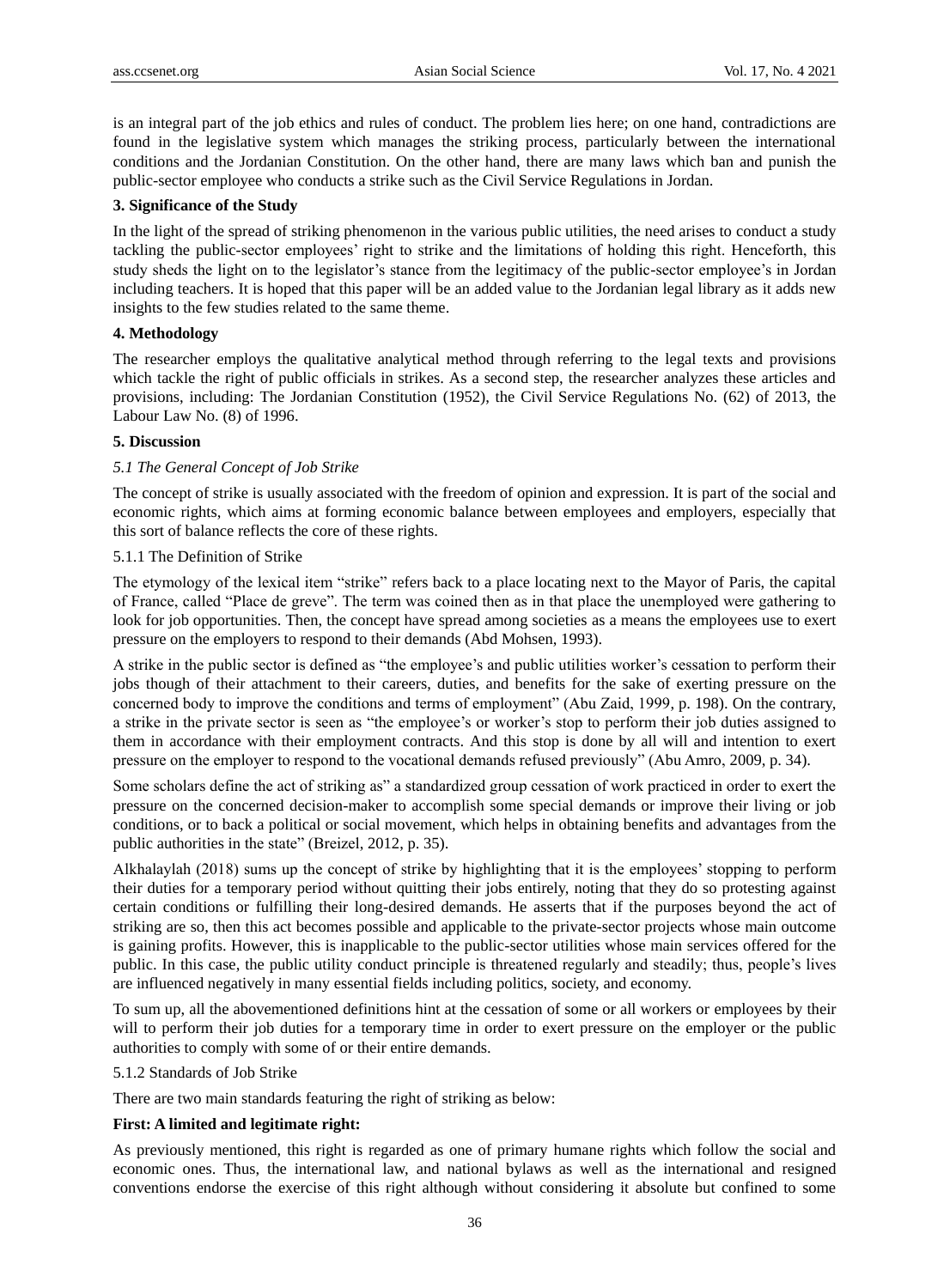is an integral part of the job ethics and rules of conduct. The problem lies here; on one hand, contradictions are found in the legislative system which manages the striking process, particularly between the international conditions and the Jordanian Constitution. On the other hand, there are many laws which ban and punish the public-sector employee who conducts a strike such as the Civil Service Regulations in Jordan.

## 3. Significance of the Study

In the light of the spread of striking phenomenon in the various public utilities, the need arises to conduct a study tackling the public-sector employees' right to strike and the limitations of holding this right. Henceforth, this study sheds the light on to the legislator's stance from the legitimacy of the public-sector employee's in Jordan including teachers. It is hoped that this paper will be an added value to the Jordanian legal library as it adds new insights to the few studies related to the same theme.

## 4. Methodology

The researcher employs the qualitative analytical method through referring to the legal texts and provisions which tackle the right of public officials in strikes. As a second step, the researcher analyzes these articles and provisions, including: The Jordanian Constitution (1952), the Civil Service Regulations No. (62) of 2013, the Labour Law No. (8) of 1996.

## 5. Discussion

### *5.1 The General Concept of Job Strike*

The concept of strike is usually associated with the freedom of opinion and expression. It is part of the social and economic rights, which aims at forming economic balance between employees and employers, especially that this sort of balance reflects the core of these rights.

#### 5.1.1 The Definition of Strike

The etymology of the lexical item "strike" refers back to a place locating next to the Mayor of Paris, the capital of France, called "Place de greve". The term was coined then as in that place the unemployed were gathering to look for job opportunities. Then, the concept have spread among societies as a means the employees use to exert pressure on the employers to respond to their demands (Abd Mohsen, 1993).

A strike in the public sector is defined as "the employee's and public utilities worker's cessation to perform their jobs though of their attachment to their careers, duties, and benefits for the sake of exerting pressure on the concerned body to improve the conditions and terms of employment" (Abu Zaid, 1999, p. 198). On the contrary, a strike in the private sector is seen as "the employee's or worker's stop to perform their job duties assigned to them in accordance with their employment contracts. And this stop is done by all will and intention to exert pressure on the employer to respond to the vocational demands refused previously" (Abu Amro, 2009, p. 34).

Some scholars define the act of striking as" a standardized group cessation of work practiced in order to exert the pressure on the concerned decision-maker to accomplish some special demands or improve their living or job conditions, or to back a political or social movement, which helps in obtaining benefits and advantages from the public authorities in the state" (Breizel, 2012, p. 35).

Alkhalaylah (2018) sums up the concept of strike by highlighting that it is the employees' stopping to perform their duties for a temporary period without quitting their jobs entirely, noting that they do so protesting against certain conditions or fulfilling their long-desired demands. He asserts that if the purposes beyond the act of striking are so, then this act becomes possible and applicable to the private-sector projects whose main outcome is gaining profits. However, this is inapplicable to the public-sector utilities whose main services offered for the public. In this case, the public utility conduct principle is threatened regularly and steadily; thus, people's lives are influenced negatively in many essential fields including politics, society, and economy.

To sum up, all the abovementioned definitions hint at the cessation of some or all workers or employees by their will to perform their job duties for a temporary time in order to exert pressure on the employer or the public authorities to comply with some of or their entire demands.

#### 5.1.2 Standards of Job Strike

There are two main standards featuring the right of striking as below:

**First: A limited and legitimate right:**

As previously mentioned, this right is regarded as one of primary humane rights which follow the social and economic ones. Thus, the international law, and national bylaws as well as the international and resigned conventions endorse the exercise of this right although without considering it absolute but confined to some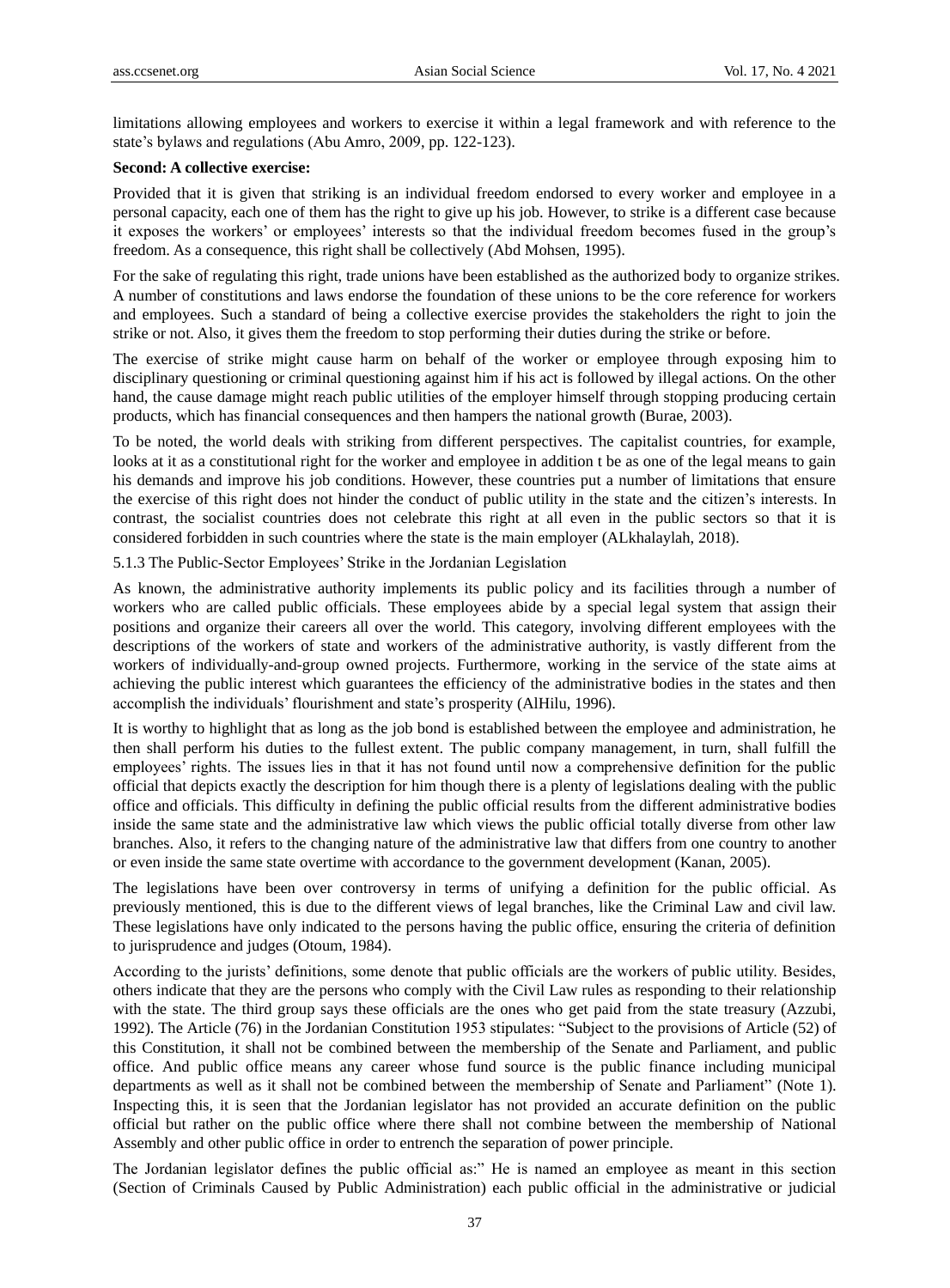limitations allowing employees and workers to exercise it within a legal framework and with reference to the state's bylaws and regulations (Abu Amro, 2009, pp. 122-123).

**Second: A collective exercise:**

Provided that it is given that striking is an individual freedom endorsed to every worker and employee in a personal capacity, each one of them has the right to give up his job. However, to strike is a different case because it exposes the workers' or employees' interests so that the individual freedom becomes fused in the group's freedom. As a consequence, this right shall be collectively (Abd Mohsen, 1995).

For the sake of regulating this right, trade unions have been established as the authorized body to organize strikes. A number of constitutions and laws endorse the foundation of these unions to be the core reference for workers and employees. Such a standard of being a collective exercise provides the stakeholders the right to join the strike or not. Also, it gives them the freedom to stop performing their duties during the strike or before.

The exercise of strike might cause harm on behalf of the worker or employee through exposing him to disciplinary questioning or criminal questioning against him if his act is followed by illegal actions. On the other hand, the cause damage might reach public utilities of the employer himself through stopping producing certain products, which has financial consequences and then hampers the national growth (Burae, 2003).

To be noted, the world deals with striking from different perspectives. The capitalist countries, for example, looks at it as a constitutional right for the worker and employee in addition t be as one of the legal means to gain his demands and improve his job conditions. However, these countries put a number of limitations that ensure the exercise of this right does not hinder the conduct of public utility in the state and the citizen's interests. In contrast, the socialist countries does not celebrate this right at all even in the public sectors so that it is considered forbidden in such countries where the state is the main employer (ALkhalaylah, 2018).

### 5.1.3 The Public-Sector Employees' Strike in the Jordanian Legislation

As known, the administrative authority implements its public policy and its facilities through a number of workers who are called public officials. These employees abide by a special legal system that assign their positions and organize their careers all over the world. This category, involving different employees with the descriptions of the workers of state and workers of the administrative authority, is vastly different from the workers of individually-and-group owned projects. Furthermore, working in the service of the state aims at achieving the public interest which guarantees the efficiency of the administrative bodies in the states and then accomplish the individuals' flourishment and state's prosperity (AlHilu, 1996).

It is worthy to highlight that as long as the job bond is established between the employee and administration, he then shall perform his duties to the fullest extent. The public company management, in turn, shall fulfill the employees' rights. The issues lies in that it has not found until now a comprehensive definition for the public official that depicts exactly the description for him though there is a plenty of legislations dealing with the public office and officials. This difficulty in defining the public official results from the different administrative bodies inside the same state and the administrative law which views the public official totally diverse from other law branches. Also, it refers to the changing nature of the administrative law that differs from one country to another or even inside the same state overtime with accordance to the government development (Kanan, 2005).

The legislations have been over controversy in terms of unifying a definition for the public official. As previously mentioned, this is due to the different views of legal branches, like the Criminal Law and civil law. These legislations have only indicated to the persons having the public office, ensuring the criteria of definition to jurisprudence and judges (Otoum, 1984).

According to the jurists' definitions, some denote that public officials are the workers of public utility. Besides, others indicate that they are the persons who comply with the Civil Law rules as responding to their relationship with the state. The third group says these officials are the ones who get paid from the state treasury (Azzubi, 1992). The Article (76) in the Jordanian Constitution 1953 stipulates: "Subject to the provisions of Article (52) of this Constitution, it shall not be combined between the membership of the Senate and Parliament, and public office. And public office means any career whose fund source is the public finance including municipal departments as well as it shall not be combined between the membership of Senate and Parliament" (Note 1). Inspecting this, it is seen that the Jordanian legislator has not provided an accurate definition on the public official but rather on the public office where there shall not combine between the membership of National Assembly and other public office in order to entrench the separation of power principle.

The Jordanian legislator defines the public official as:" He is named an employee as meant in this section (Section of Criminals Caused by Public Administration) each public official in the administrative or judicial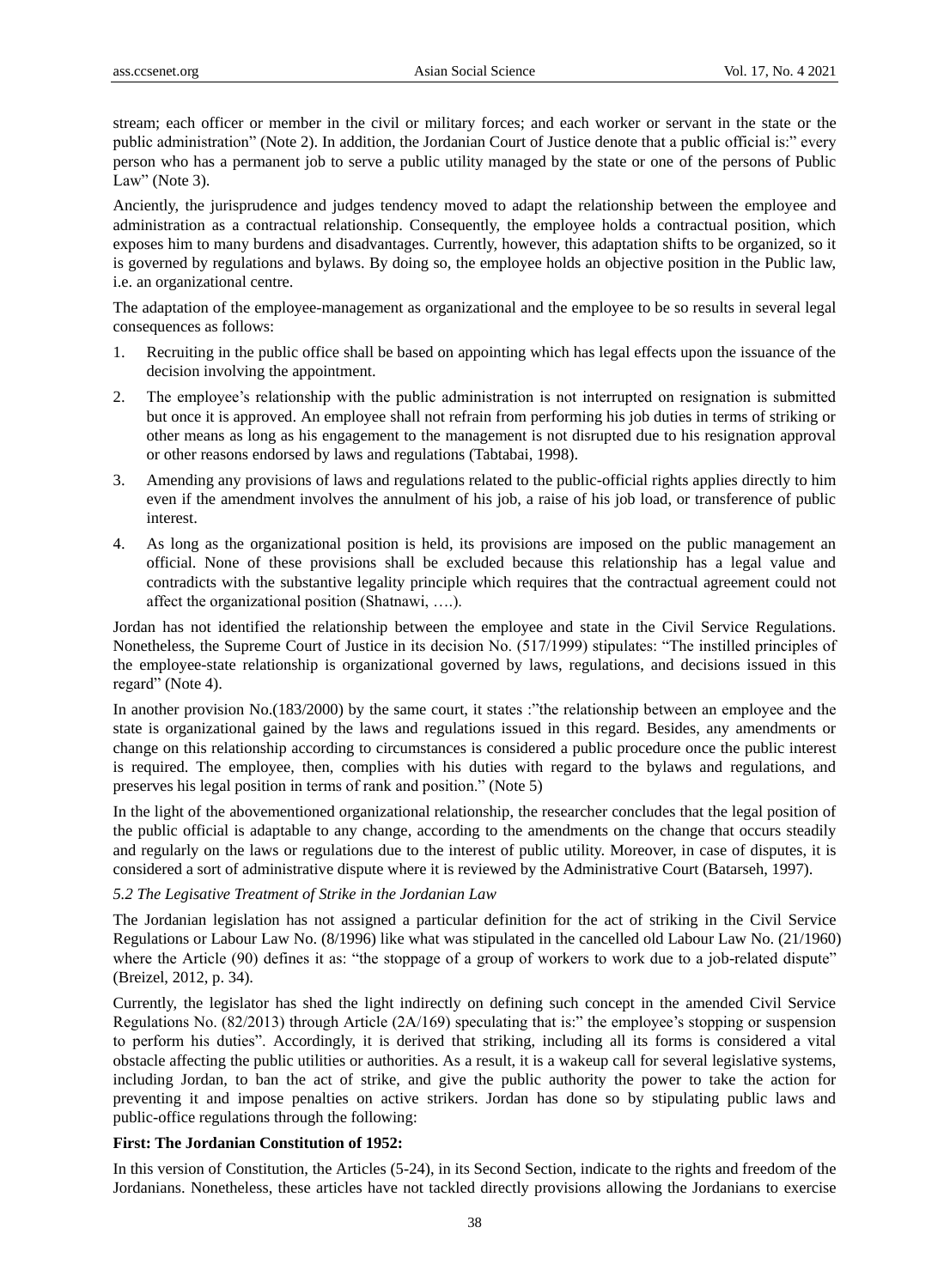stream; each officer or member in the civil or military forces; and each worker or servant in the state or the public administration" (Note 2). In addition, the Jordanian Court of Justice denote that a public official is:" every person who has a permanent job to serve a public utility managed by the state or one of the persons of Public Law" (Note 3).

Anciently, the jurisprudence and judges tendency moved to adapt the relationship between the employee and administration as a contractual relationship. Consequently, the employee holds a contractual position, which exposes him to many burdens and disadvantages. Currently, however, this adaptation shifts to be organized, so it is governed by regulations and bylaws. By doing so, the employee holds an objective position in the Public law, i.e. an organizational centre.

The adaptation of the employee-management as organizational and the employee to be so results in several legal consequences as follows:

1. Recruiting in the public office shall be based on appointing which has legal effects upon the issuance of the decision involving the appointment.
2. The employee's relationship with the public administration is not interrupted on resignation is submitted but once it is approved. An employee shall not refrain from performing his job duties in terms of striking or other means as long as his engagement to the management is not disrupted due to his resignation approval or other reasons endorsed by laws and regulations (Tabtabai, 1998).
3. Amending any provisions of laws and regulations related to the public-official rights applies directly to him even if the amendment involves the annulment of his job, a raise of his job load, or transference of public interest.
4. As long as the organizational position is held, its provisions are imposed on the public management an official. None of these provisions shall be excluded because this relationship has a legal value and contradicts with the substantive legality principle which requires that the contractual agreement could not affect the organizational position (Shatnawi, ….).

Jordan has not identified the relationship between the employee and state in the Civil Service Regulations. Nonetheless, the Supreme Court of Justice in its decision No. (517/1999) stipulates: "The instilled principles of the employee-state relationship is organizational governed by laws, regulations, and decisions issued in this regard" (Note 4).

In another provision No.(183/2000) by the same court, it states :"the relationship between an employee and the state is organizational gained by the laws and regulations issued in this regard. Besides, any amendments or change on this relationship according to circumstances is considered a public procedure once the public interest is required. The employee, then, complies with his duties with regard to the bylaws and regulations, and preserves his legal position in terms of rank and position." (Note 5)

In the light of the abovementioned organizational relationship, the researcher concludes that the legal position of the public official is adaptable to any change, according to the amendments on the change that occurs steadily and regularly on the laws or regulations due to the interest of public utility. Moreover, in case of disputes, it is considered a sort of administrative dispute where it is reviewed by the Administrative Court (Batarseh, 1997).

### *5.2 The Legisative Treatment of Strike in the Jordanian Law*

The Jordanian legislation has not assigned a particular definition for the act of striking in the Civil Service Regulations or Labour Law No. (8/1996) like what was stipulated in the cancelled old Labour Law No. (21/1960) where the Article (90) defines it as: "the stoppage of a group of workers to work due to a job-related dispute" (Breizel, 2012, p. 34).

Currently, the legislator has shed the light indirectly on defining such concept in the amended Civil Service Regulations No. (82/2013) through Article (2A/169) speculating that is:" the employee's stopping or suspension to perform his duties". Accordingly, it is derived that striking, including all its forms is considered a vital obstacle affecting the public utilities or authorities. As a result, it is a wakeup call for several legislative systems, including Jordan, to ban the act of strike, and give the public authority the power to take the action for preventing it and impose penalties on active strikers. Jordan has done so by stipulating public laws and public-office regulations through the following:

**First: The Jordanian Constitution of 1952:**

In this version of Constitution, the Articles (5-24), in its Second Section, indicate to the rights and freedom of the Jordanians. Nonetheless, these articles have not tackled directly provisions allowing the Jordanians to exercise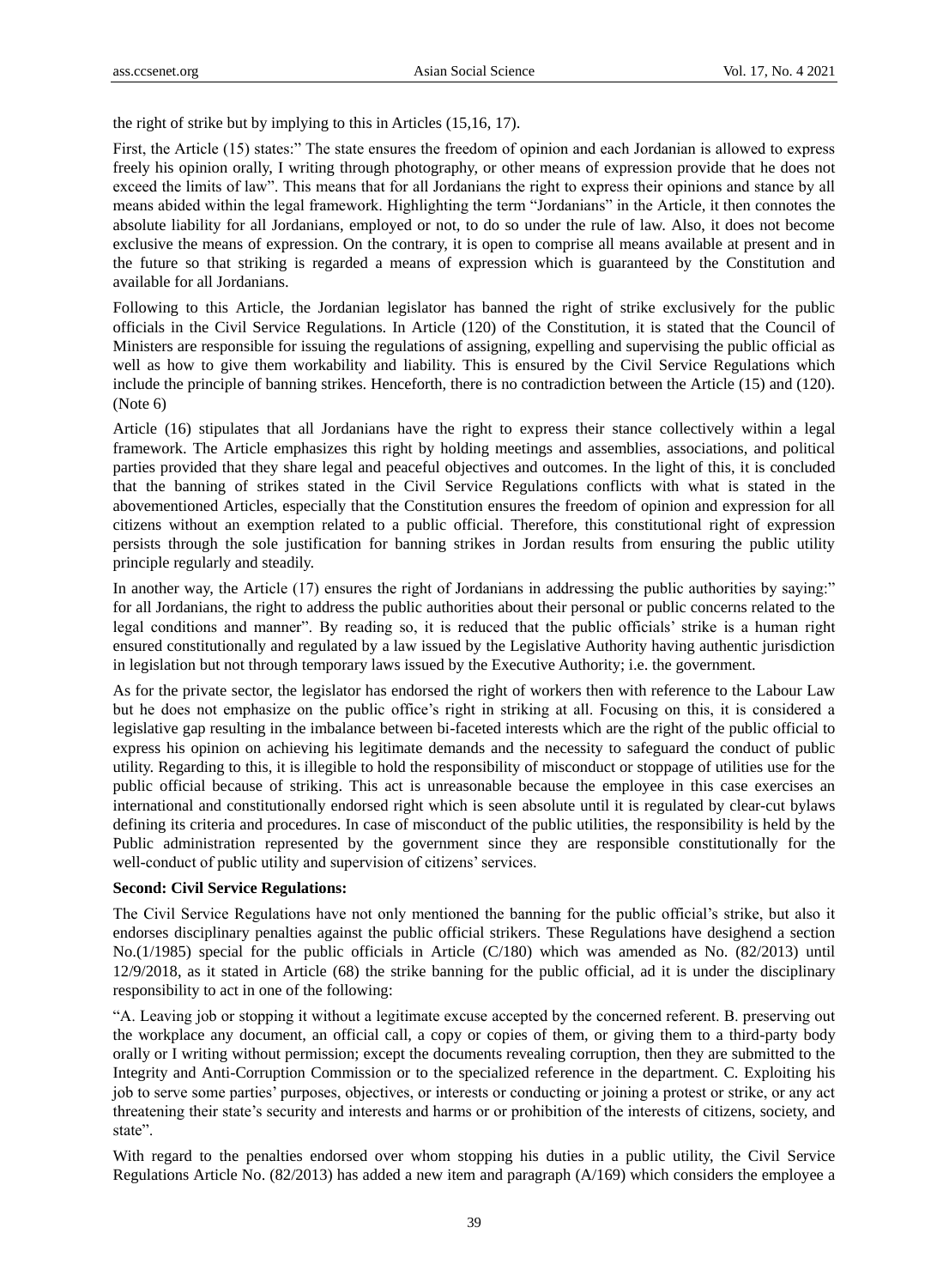the right of strike but by implying to this in Articles (15,16, 17).

First, the Article (15) states:" The state ensures the freedom of opinion and each Jordanian is allowed to express freely his opinion orally, I writing through photography, or other means of expression provide that he does not exceed the limits of law". This means that for all Jordanians the right to express their opinions and stance by all means abided within the legal framework. Highlighting the term "Jordanians" in the Article, it then connotes the absolute liability for all Jordanians, employed or not, to do so under the rule of law. Also, it does not become exclusive the means of expression. On the contrary, it is open to comprise all means available at present and in the future so that striking is regarded a means of expression which is guaranteed by the Constitution and available for all Jordanians.

Following to this Article, the Jordanian legislator has banned the right of strike exclusively for the public officials in the Civil Service Regulations. In Article (120) of the Constitution, it is stated that the Council of Ministers are responsible for issuing the regulations of assigning, expelling and supervising the public official as well as how to give them workability and liability. This is ensured by the Civil Service Regulations which include the principle of banning strikes. Henceforth, there is no contradiction between the Article (15) and (120). (Note 6)

Article (16) stipulates that all Jordanians have the right to express their stance collectively within a legal framework. The Article emphasizes this right by holding meetings and assemblies, associations, and political parties provided that they share legal and peaceful objectives and outcomes. In the light of this, it is concluded that the banning of strikes stated in the Civil Service Regulations conflicts with what is stated in the abovementioned Articles, especially that the Constitution ensures the freedom of opinion and expression for all citizens without an exemption related to a public official. Therefore, this constitutional right of expression persists through the sole justification for banning strikes in Jordan results from ensuring the public utility principle regularly and steadily.

In another way, the Article (17) ensures the right of Jordanians in addressing the public authorities by saying:" for all Jordanians, the right to address the public authorities about their personal or public concerns related to the legal conditions and manner". By reading so, it is reduced that the public officials' strike is a human right ensured constitutionally and regulated by a law issued by the Legislative Authority having authentic jurisdiction in legislation but not through temporary laws issued by the Executive Authority; i.e. the government.

As for the private sector, the legislator has endorsed the right of workers then with reference to the Labour Law but he does not emphasize on the public office's right in striking at all. Focusing on this, it is considered a legislative gap resulting in the imbalance between bi-faceted interests which are the right of the public official to express his opinion on achieving his legitimate demands and the necessity to safeguard the conduct of public utility. Regarding to this, it is illegible to hold the responsibility of misconduct or stoppage of utilities use for the public official because of striking. This act is unreasonable because the employee in this case exercises an international and constitutionally endorsed right which is seen absolute until it is regulated by clear-cut bylaws defining its criteria and procedures. In case of misconduct of the public utilities, the responsibility is held by the Public administration represented by the government since they are responsible constitutionally for the well-conduct of public utility and supervision of citizens' services.

**Second: Civil Service Regulations:**

The Civil Service Regulations have not only mentioned the banning for the public official's strike, but also it endorses disciplinary penalties against the public official strikers. These Regulations have desighend a section No.(1/1985) special for the public officials in Article (C/180) which was amended as No. (82/2013) until 12/9/2018, as it stated in Article (68) the strike banning for the public official, ad it is under the disciplinary responsibility to act in one of the following:

"A. Leaving job or stopping it without a legitimate excuse accepted by the concerned referent. B. preserving out the workplace any document, an official call, a copy or copies of them, or giving them to a third-party body orally or I writing without permission; except the documents revealing corruption, then they are submitted to the Integrity and Anti-Corruption Commission or to the specialized reference in the department. C. Exploiting his job to serve some parties' purposes, objectives, or interests or conducting or joining a protest or strike, or any act threatening their state's security and interests and harms or or prohibition of the interests of citizens, society, and state".

With regard to the penalties endorsed over whom stopping his duties in a public utility, the Civil Service Regulations Article No. (82/2013) has added a new item and paragraph (A/169) which considers the employee a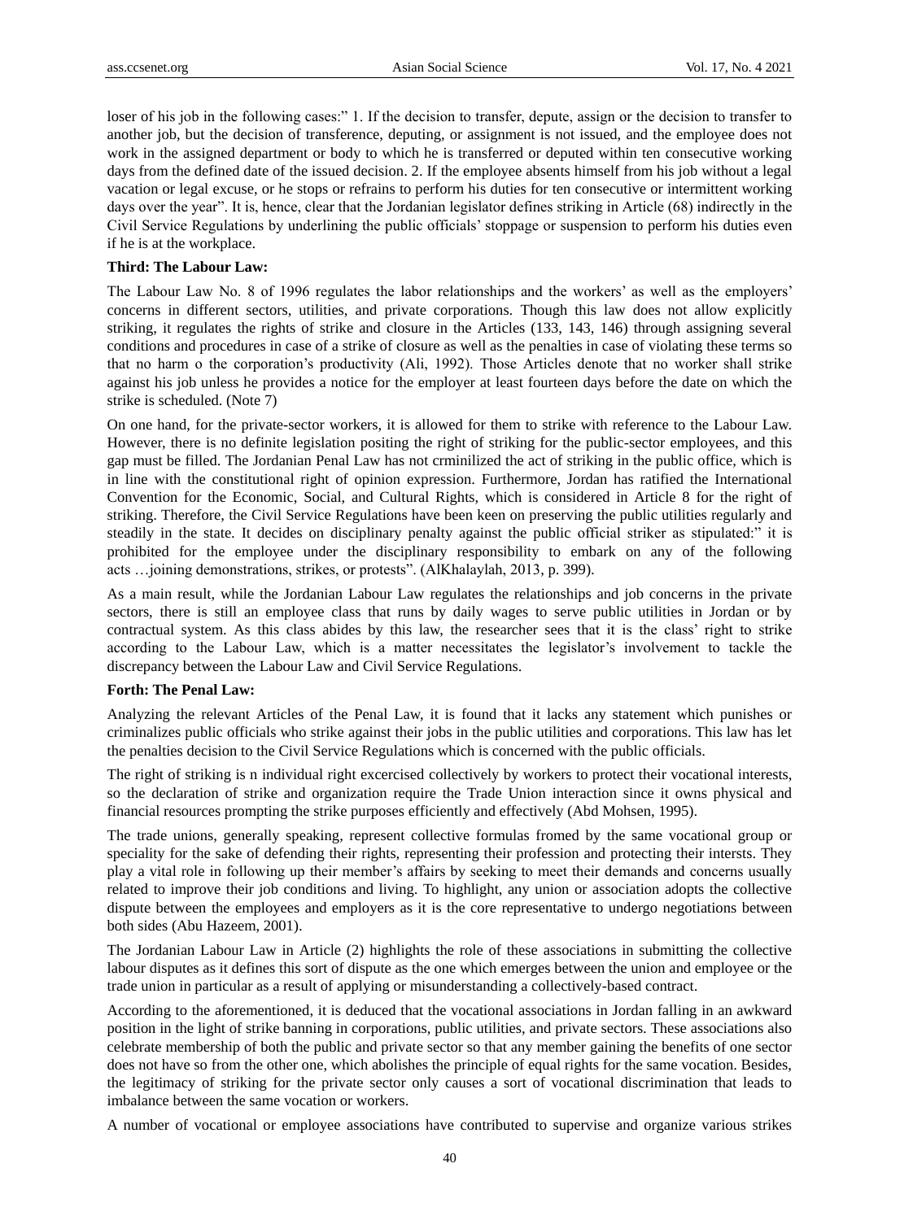loser of his job in the following cases:" 1. If the decision to transfer, depute, assign or the decision to transfer to another job, but the decision of transference, deputing, or assignment is not issued, and the employee does not work in the assigned department or body to which he is transferred or deputed within ten consecutive working days from the defined date of the issued decision. 2. If the employee absents himself from his job without a legal vacation or legal excuse, or he stops or refrains to perform his duties for ten consecutive or intermittent working days over the year". It is, hence, clear that the Jordanian legislator defines striking in Article (68) indirectly in the Civil Service Regulations by underlining the public officials' stoppage or suspension to perform his duties even if he is at the workplace.

**Third: The Labour Law:**

The Labour Law No. 8 of 1996 regulates the labor relationships and the workers' as well as the employers' concerns in different sectors, utilities, and private corporations. Though this law does not allow explicitly striking, it regulates the rights of strike and closure in the Articles (133, 143, 146) through assigning several conditions and procedures in case of a strike of closure as well as the penalties in case of violating these terms so that no harm o the corporation's productivity (Ali, 1992). Those Articles denote that no worker shall strike against his job unless he provides a notice for the employer at least fourteen days before the date on which the strike is scheduled. (Note 7)

On one hand, for the private-sector workers, it is allowed for them to strike with reference to the Labour Law. However, there is no definite legislation positing the right of striking for the public-sector employees, and this gap must be filled. The Jordanian Penal Law has not crminilized the act of striking in the public office, which is in line with the constitutional right of opinion expression. Furthermore, Jordan has ratified the International Convention for the Economic, Social, and Cultural Rights, which is considered in Article 8 for the right of striking. Therefore, the Civil Service Regulations have been keen on preserving the public utilities regularly and steadily in the state. It decides on disciplinary penalty against the public official striker as stipulated:" it is prohibited for the employee under the disciplinary responsibility to embark on any of the following acts …joining demonstrations, strikes, or protests". (AlKhalaylah, 2013, p. 399).

As a main result, while the Jordanian Labour Law regulates the relationships and job concerns in the private sectors, there is still an employee class that runs by daily wages to serve public utilities in Jordan or by contractual system. As this class abides by this law, the researcher sees that it is the class' right to strike according to the Labour Law, which is a matter necessitates the legislator's involvement to tackle the discrepancy between the Labour Law and Civil Service Regulations.

**Forth: The Penal Law:**

Analyzing the relevant Articles of the Penal Law, it is found that it lacks any statement which punishes or criminalizes public officials who strike against their jobs in the public utilities and corporations. This law has let the penalties decision to the Civil Service Regulations which is concerned with the public officials.

The right of striking is n individual right excercised collectively by workers to protect their vocational interests, so the declaration of strike and organization require the Trade Union interaction since it owns physical and financial resources prompting the strike purposes efficiently and effectively (Abd Mohsen, 1995).

The trade unions, generally speaking, represent collective formulas fromed by the same vocational group or speciality for the sake of defending their rights, representing their profession and protecting their intersts. They play a vital role in following up their member's affairs by seeking to meet their demands and concerns usually related to improve their job conditions and living. To highlight, any union or association adopts the collective dispute between the employees and employers as it is the core representative to undergo negotiations between both sides (Abu Hazeem, 2001).

The Jordanian Labour Law in Article (2) highlights the role of these associations in submitting the collective labour disputes as it defines this sort of dispute as the one which emerges between the union and employee or the trade union in particular as a result of applying or misunderstanding a collectively-based contract.

According to the aforementioned, it is deduced that the vocational associations in Jordan falling in an awkward position in the light of strike banning in corporations, public utilities, and private sectors. These associations also celebrate membership of both the public and private sector so that any member gaining the benefits of one sector does not have so from the other one, which abolishes the principle of equal rights for the same vocation. Besides, the legitimacy of striking for the private sector only causes a sort of vocational discrimination that leads to imbalance between the same vocation or workers.

A number of vocational or employee associations have contributed to supervise and organize various strikes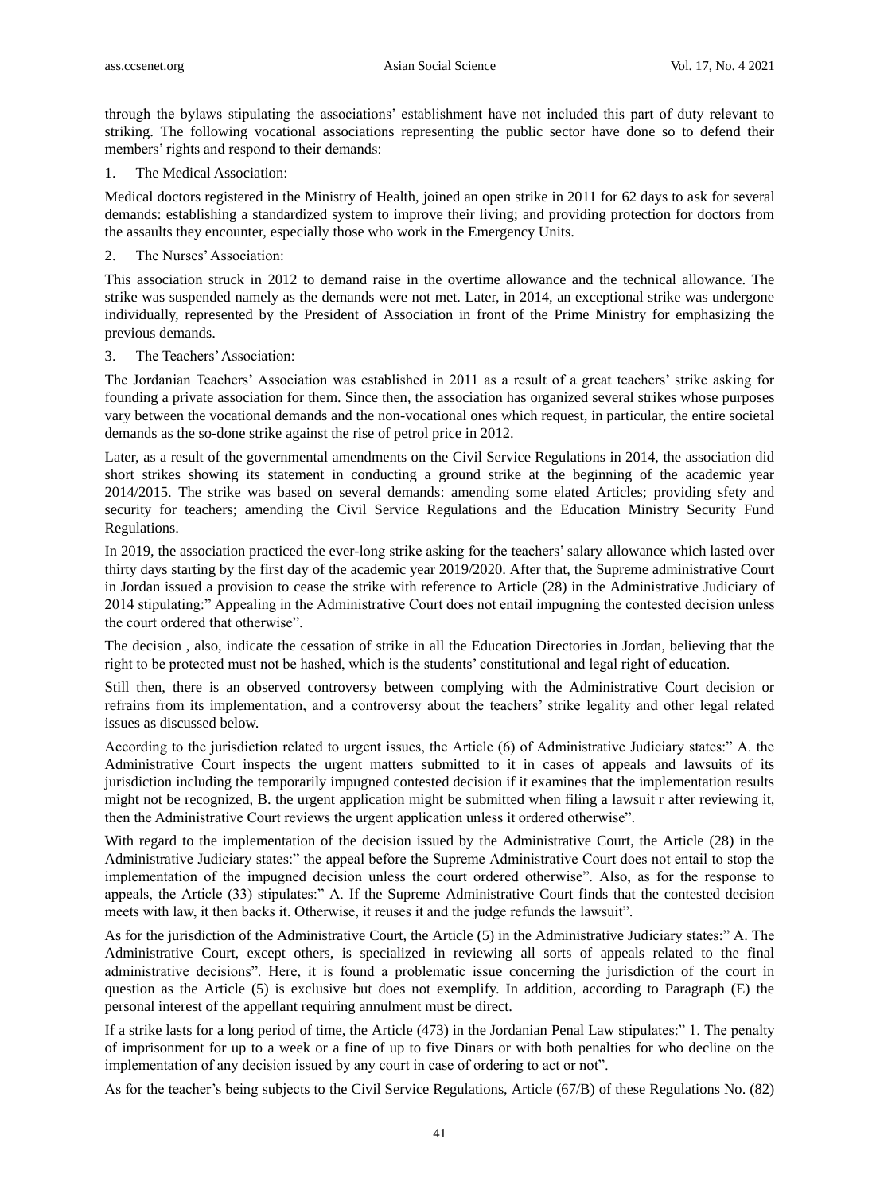through the bylaws stipulating the associations' establishment have not included this part of duty relevant to striking. The following vocational associations representing the public sector have done so to defend their members' rights and respond to their demands:

1. The Medical Association:

Medical doctors registered in the Ministry of Health, joined an open strike in 2011 for 62 days to ask for several demands: establishing a standardized system to improve their living; and providing protection for doctors from the assaults they encounter, especially those who work in the Emergency Units.

2. The Nurses' Association:

This association struck in 2012 to demand raise in the overtime allowance and the technical allowance. The strike was suspended namely as the demands were not met. Later, in 2014, an exceptional strike was undergone individually, represented by the President of Association in front of the Prime Ministry for emphasizing the previous demands.

3. The Teachers' Association:

The Jordanian Teachers' Association was established in 2011 as a result of a great teachers' strike asking for founding a private association for them. Since then, the association has organized several strikes whose purposes vary between the vocational demands and the non-vocational ones which request, in particular, the entire societal demands as the so-done strike against the rise of petrol price in 2012.

Later, as a result of the governmental amendments on the Civil Service Regulations in 2014, the association did short strikes showing its statement in conducting a ground strike at the beginning of the academic year 2014/2015. The strike was based on several demands: amending some elated Articles; providing sfety and security for teachers; amending the Civil Service Regulations and the Education Ministry Security Fund Regulations.

In 2019, the association practiced the ever-long strike asking for the teachers' salary allowance which lasted over thirty days starting by the first day of the academic year 2019/2020. After that, the Supreme administrative Court in Jordan issued a provision to cease the strike with reference to Article (28) in the Administrative Judiciary of 2014 stipulating:" Appealing in the Administrative Court does not entail impugning the contested decision unless the court ordered that otherwise".

The decision , also, indicate the cessation of strike in all the Education Directories in Jordan, believing that the right to be protected must not be hashed, which is the students' constitutional and legal right of education.

Still then, there is an observed controversy between complying with the Administrative Court decision or refrains from its implementation, and a controversy about the teachers' strike legality and other legal related issues as discussed below.

According to the jurisdiction related to urgent issues, the Article (6) of Administrative Judiciary states:" A. the Administrative Court inspects the urgent matters submitted to it in cases of appeals and lawsuits of its jurisdiction including the temporarily impugned contested decision if it examines that the implementation results might not be recognized, B. the urgent application might be submitted when filing a lawsuit r after reviewing it, then the Administrative Court reviews the urgent application unless it ordered otherwise".

With regard to the implementation of the decision issued by the Administrative Court, the Article (28) in the Administrative Judiciary states:" the appeal before the Supreme Administrative Court does not entail to stop the implementation of the impugned decision unless the court ordered otherwise". Also, as for the response to appeals, the Article (33) stipulates:" A. If the Supreme Administrative Court finds that the contested decision meets with law, it then backs it. Otherwise, it reuses it and the judge refunds the lawsuit".

As for the jurisdiction of the Administrative Court, the Article (5) in the Administrative Judiciary states:" A. The Administrative Court, except others, is specialized in reviewing all sorts of appeals related to the final administrative decisions". Here, it is found a problematic issue concerning the jurisdiction of the court in question as the Article (5) is exclusive but does not exemplify. In addition, according to Paragraph (E) the personal interest of the appellant requiring annulment must be direct.

If a strike lasts for a long period of time, the Article (473) in the Jordanian Penal Law stipulates:" 1. The penalty of imprisonment for up to a week or a fine of up to five Dinars or with both penalties for who decline on the implementation of any decision issued by any court in case of ordering to act or not".

As for the teacher's being subjects to the Civil Service Regulations, Article (67/B) of these Regulations No. (82)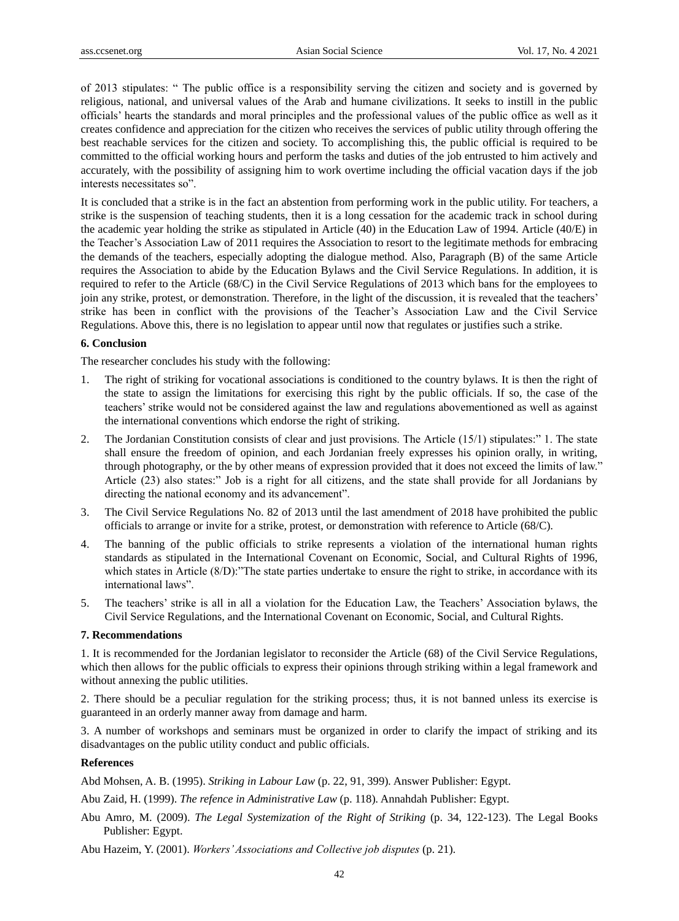of 2013 stipulates: " The public office is a responsibility serving the citizen and society and is governed by religious, national, and universal values of the Arab and humane civilizations. It seeks to instill in the public officials' hearts the standards and moral principles and the professional values of the public office as well as it creates confidence and appreciation for the citizen who receives the services of public utility through offering the best reachable services for the citizen and society. To accomplishing this, the public official is required to be committed to the official working hours and perform the tasks and duties of the job entrusted to him actively and accurately, with the possibility of assigning him to work overtime including the official vacation days if the job interests necessitates so".

It is concluded that a strike is in the fact an abstention from performing work in the public utility. For teachers, a strike is the suspension of teaching students, then it is a long cessation for the academic track in school during the academic year holding the strike as stipulated in Article (40) in the Education Law of 1994. Article (40/E) in the Teacher's Association Law of 2011 requires the Association to resort to the legitimate methods for embracing the demands of the teachers, especially adopting the dialogue method. Also, Paragraph (B) of the same Article requires the Association to abide by the Education Bylaws and the Civil Service Regulations. In addition, it is required to refer to the Article (68/C) in the Civil Service Regulations of 2013 which bans for the employees to join any strike, protest, or demonstration. Therefore, in the light of the discussion, it is revealed that the teachers' strike has been in conflict with the provisions of the Teacher's Association Law and the Civil Service Regulations. Above this, there is no legislation to appear until now that regulates or justifies such a strike.

**6. Conclusion**

The researcher concludes his study with the following:

1. The right of striking for vocational associations is conditioned to the country bylaws. It is then the right of the state to assign the limitations for exercising this right by the public officials. If so, the case of the teachers' strike would not be considered against the law and regulations abovementioned as well as against the international conventions which endorse the right of striking.
2. The Jordanian Constitution consists of clear and just provisions. The Article (15/1) stipulates:" 1. The state shall ensure the freedom of opinion, and each Jordanian freely expresses his opinion orally, in writing, through photography, or the by other means of expression provided that it does not exceed the limits of law." Article (23) also states:" Job is a right for all citizens, and the state shall provide for all Jordanians by directing the national economy and its advancement".
3. The Civil Service Regulations No. 82 of 2013 until the last amendment of 2018 have prohibited the public officials to arrange or invite for a strike, protest, or demonstration with reference to Article (68/C).
4. The banning of the public officials to strike represents a violation of the international human rights standards as stipulated in the International Covenant on Economic, Social, and Cultural Rights of 1996, which states in Article (8/D):"The state parties undertake to ensure the right to strike, in accordance with its international laws".
5. The teachers' strike is all in all a violation for the Education Law, the Teachers' Association bylaws, the Civil Service Regulations, and the International Covenant on Economic, Social, and Cultural Rights.

**7. Recommendations**

1. It is recommended for the Jordanian legislator to reconsider the Article (68) of the Civil Service Regulations, which then allows for the public officials to express their opinions through striking within a legal framework and without annexing the public utilities.

2. There should be a peculiar regulation for the striking process; thus, it is not banned unless its exercise is guaranteed in an orderly manner away from damage and harm.

3. A number of workshops and seminars must be organized in order to clarify the impact of striking and its disadvantages on the public utility conduct and public officials.

**References**

Abd Mohsen, A. B. (1995). *Striking in Labour Law* (p. 22, 91, 399). Answer Publisher: Egypt.

Abu Zaid, H. (1999). *The refence in Administrative Law* (p. 118). Annahdah Publisher: Egypt.

Abu Amro, M. (2009). *The Legal Systemization of the Right of Striking* (p. 34, 122-123). The Legal Books Publisher: Egypt.

Abu Hazeim, Y. (2001). *Workers' Associations and Collective job disputes* (p. 21).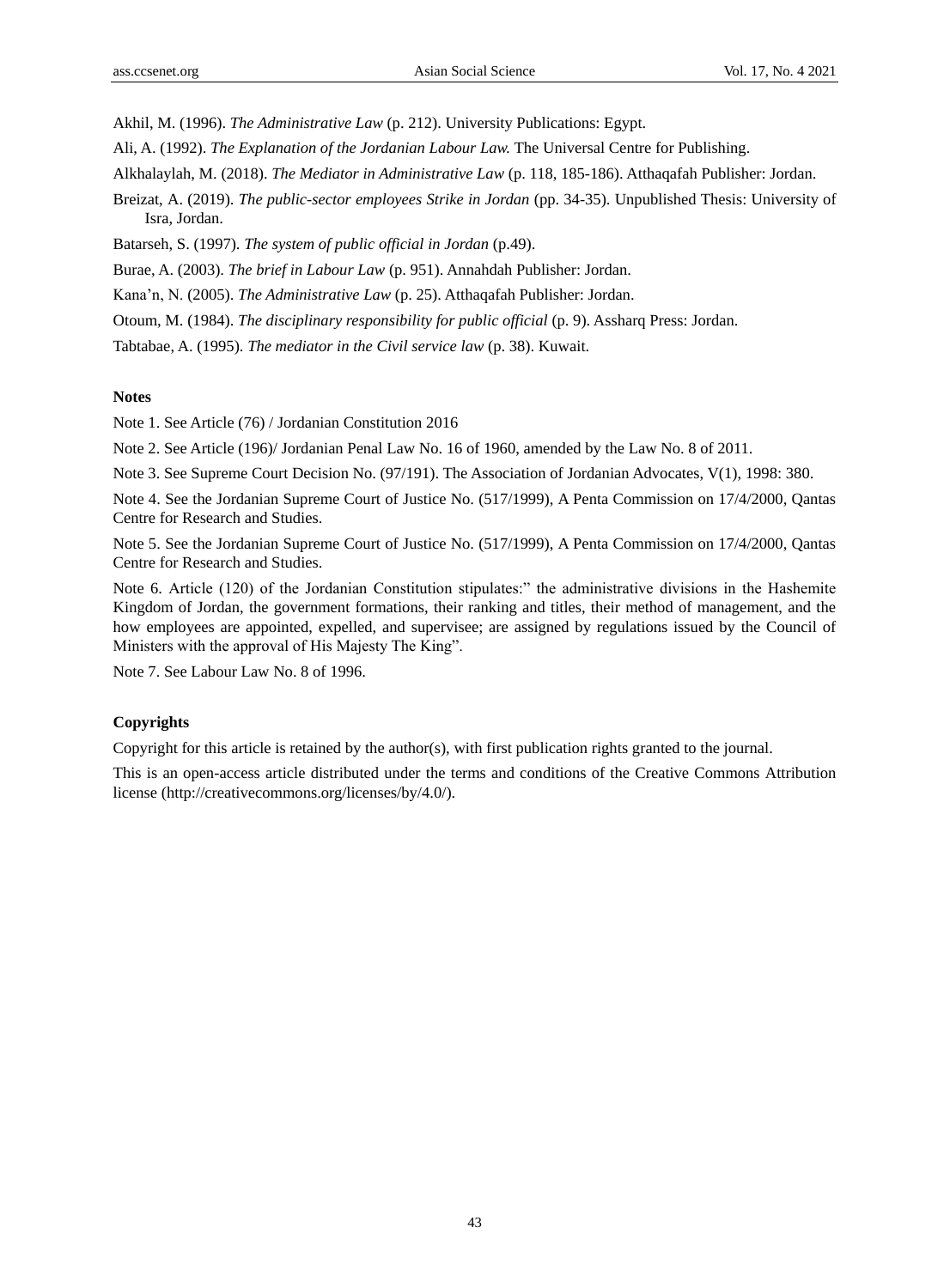Akhil, M. (1996). *The Administrative Law* (p. 212). University Publications: Egypt.

Ali, A. (1992). *The Explanation of the Jordanian Labour Law.* The Universal Centre for Publishing.

Alkhalaylah, M. (2018). *The Mediator in Administrative Law* (p. 118, 185-186). Atthaqafah Publisher: Jordan.

Breizat, A. (2019). *The public-sector employees Strike in Jordan* (pp. 34-35). Unpublished Thesis: University of Isra, Jordan.

Batarseh, S. (1997). *The system of public official in Jordan* (p.49).

Burae, A. (2003). *The brief in Labour Law* (p. 951). Annahdah Publisher: Jordan.

Kana'n, N. (2005). *The Administrative Law* (p. 25). Atthaqafah Publisher: Jordan.

Otoum, M. (1984). *The disciplinary responsibility for public official* (p. 9). Assharq Press: Jordan.

Tabtabae, A. (1995). *The mediator in the Civil service law* (p. 38). Kuwait.

**Notes**

Note 1. See Article (76) / Jordanian Constitution 2016

Note 2. See Article (196)/ Jordanian Penal Law No. 16 of 1960, amended by the Law No. 8 of 2011.

Note 3. See Supreme Court Decision No. (97/191). The Association of Jordanian Advocates, V(1), 1998: 380.

Note 4. See the Jordanian Supreme Court of Justice No. (517/1999), A Penta Commission on 17/4/2000, Qantas Centre for Research and Studies.

Note 5. See the Jordanian Supreme Court of Justice No. (517/1999), A Penta Commission on 17/4/2000, Qantas Centre for Research and Studies.

Note 6. Article (120) of the Jordanian Constitution stipulates:" the administrative divisions in the Hashemite Kingdom of Jordan, the government formations, their ranking and titles, their method of management, and the how employees are appointed, expelled, and supervisee; are assigned by regulations issued by the Council of Ministers with the approval of His Majesty The King".

Note 7. See Labour Law No. 8 of 1996.

**Copyrights**

Copyright for this article is retained by the author(s), with first publication rights granted to the journal.

This is an open-access article distributed under the terms and conditions of the Creative Commons Attribution license (http://creativecommons.org/licenses/by/4.0/).